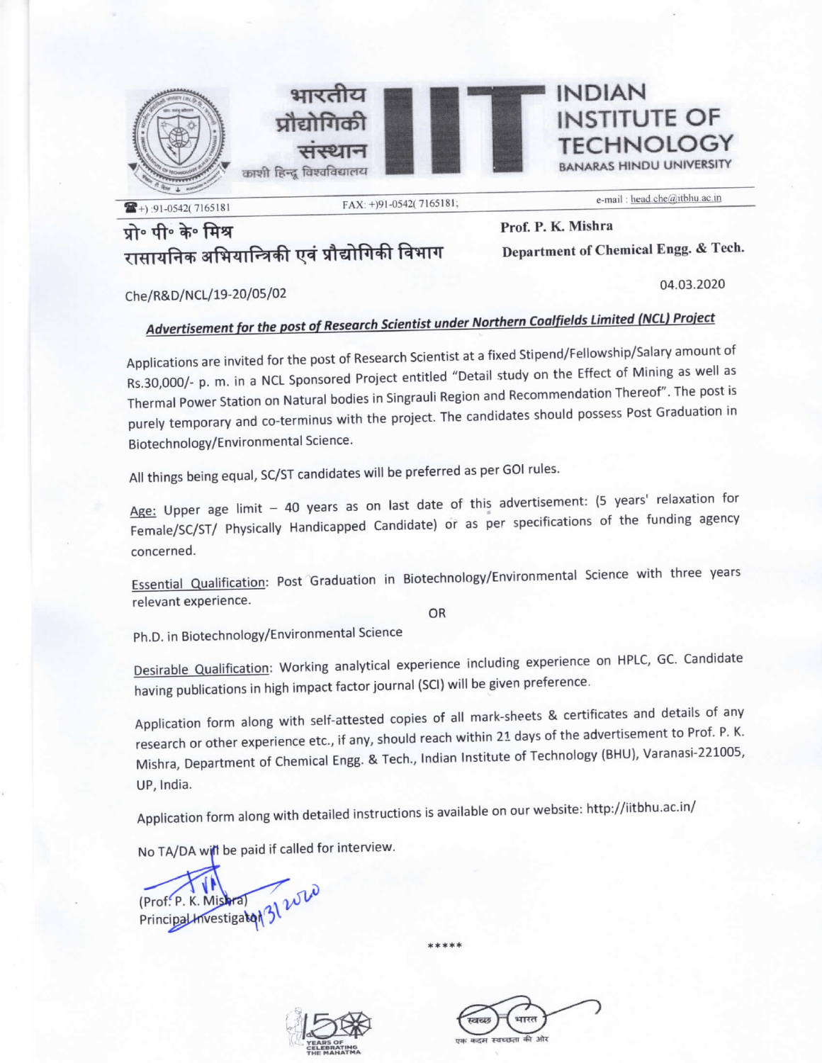भारतीय प्रौद्योगिकी संस्थान
काशी हिन्दू विश्वविद्यालय

# INDIAN INSTITUTE OF TECHNOLOGY
BANARAS HINDU UNIVERSITY

+) :91-0542( 7165181 FAX: +)91-0542( 7165181; e-mail : head.che@iitbhu.ac.in

**प्रो॰ पी॰ के॰ मिश्र**
**रासायनिक अभियान्त्रिकी एवं प्रौद्योगिकी विभाग**

**Prof. P. K. Mishra**
**Department of Chemical Engg. & Tech.**

Che/R&D/NCL/19-20/05/02

04.03.2020

## *Advertisement for the post of Research Scientist under Northern Coalfields Limited (NCL) Project*

Applications are invited for the post of Research Scientist at a fixed Stipend/Fellowship/Salary amount of Rs.30,000/- p. m. in a NCL Sponsored Project entitled "Detail study on the Effect of Mining as well as Thermal Power Station on Natural bodies in Singrauli Region and Recommendation Thereof". The post is purely temporary and co-terminus with the project. The candidates should possess Post Graduation in Biotechnology/Environmental Science.

All things being equal, SC/ST candidates will be preferred as per GOI rules.

Age: Upper age limit – 40 years as on last date of this advertisement: (5 years' relaxation for Female/SC/ST/ Physically Handicapped Candidate) or as per specifications of the funding agency concerned.

Essential Qualification: Post Graduation in Biotechnology/Environmental Science with three years relevant experience.

OR

Ph.D. in Biotechnology/Environmental Science

Desirable Qualification: Working analytical experience including experience on HPLC, GC. Candidate having publications in high impact factor journal (SCI) will be given preference.

Application form along with self-attested copies of all mark-sheets & certificates and details of any research or other experience etc., if any, should reach within 21 days of the advertisement to Prof. P. K. Mishra, Department of Chemical Engg. & Tech., Indian Institute of Technology (BHU), Varanasi-221005, UP, India.

Application form along with detailed instructions is available on our website: http://iitbhu.ac.in/

No TA/DA will be paid if called for interview.

(Prof. P. K. Mishra)
Principal Investigator

*****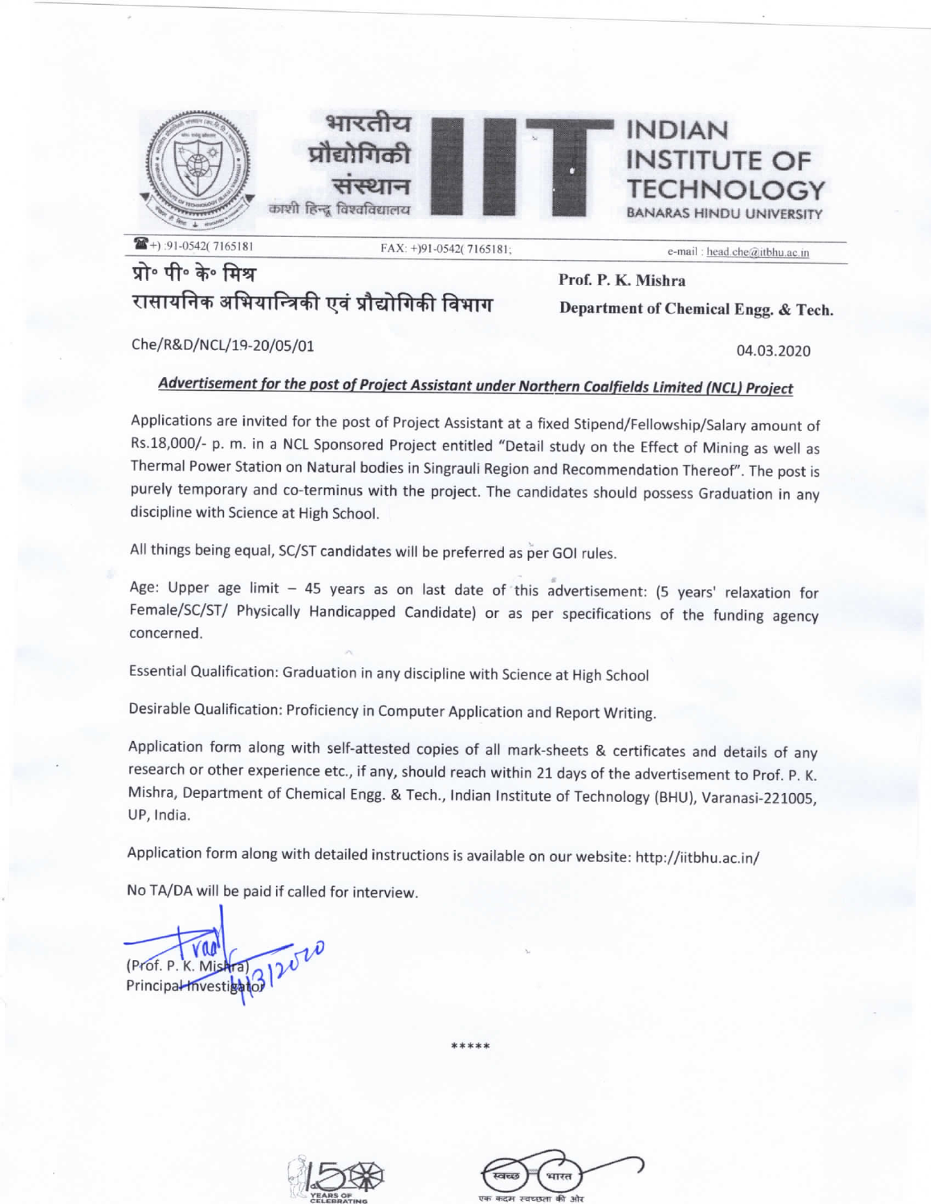भारतीय प्रौद्योगिकी संस्थान
काशी हिन्दू विश्वविद्यालय

INDIAN INSTITUTE OF TECHNOLOGY
BANARAS HINDU UNIVERSITY

+) :91-0542( 7165181 | FAX: +)91-0542( 7165181; | e-mail : head.che@itbhu.ac.in

प्रो॰ पी॰ के॰ मिश्र
रासायनिक अभियान्त्रिकी एवं प्रौद्योगिकी विभाग

**Prof. P. K. Mishra**
**Department of Chemical Engg. & Tech.**

Che/R&D/NCL/19-20/05/01

04.03.2020

***Advertisement for the post of Project Assistant under Northern Coalfields Limited (NCL) Project***

Applications are invited for the post of Project Assistant at a fixed Stipend/Fellowship/Salary amount of Rs.18,000/- p. m. in a NCL Sponsored Project entitled "Detail study on the Effect of Mining as well as Thermal Power Station on Natural bodies in Singrauli Region and Recommendation Thereof". The post is purely temporary and co-terminus with the project. The candidates should possess Graduation in any discipline with Science at High School.

All things being equal, SC/ST candidates will be preferred as per GOI rules.

Age: Upper age limit – 45 years as on last date of this advertisement: (5 years' relaxation for Female/SC/ST/ Physically Handicapped Candidate) or as per specifications of the funding agency concerned.

Essential Qualification: Graduation in any discipline with Science at High School

Desirable Qualification: Proficiency in Computer Application and Report Writing.

Application form along with self-attested copies of all mark-sheets & certificates and details of any research or other experience etc., if any, should reach within 21 days of the advertisement to Prof. P. K. Mishra, Department of Chemical Engg. & Tech., Indian Institute of Technology (BHU), Varanasi-221005, UP, India.

Application form along with detailed instructions is available on our website: http://iitbhu.ac.in/

No TA/DA will be paid if called for interview.

(Prof. P. K. Mishra)
Principal Investigator

\*\*\*\*\*